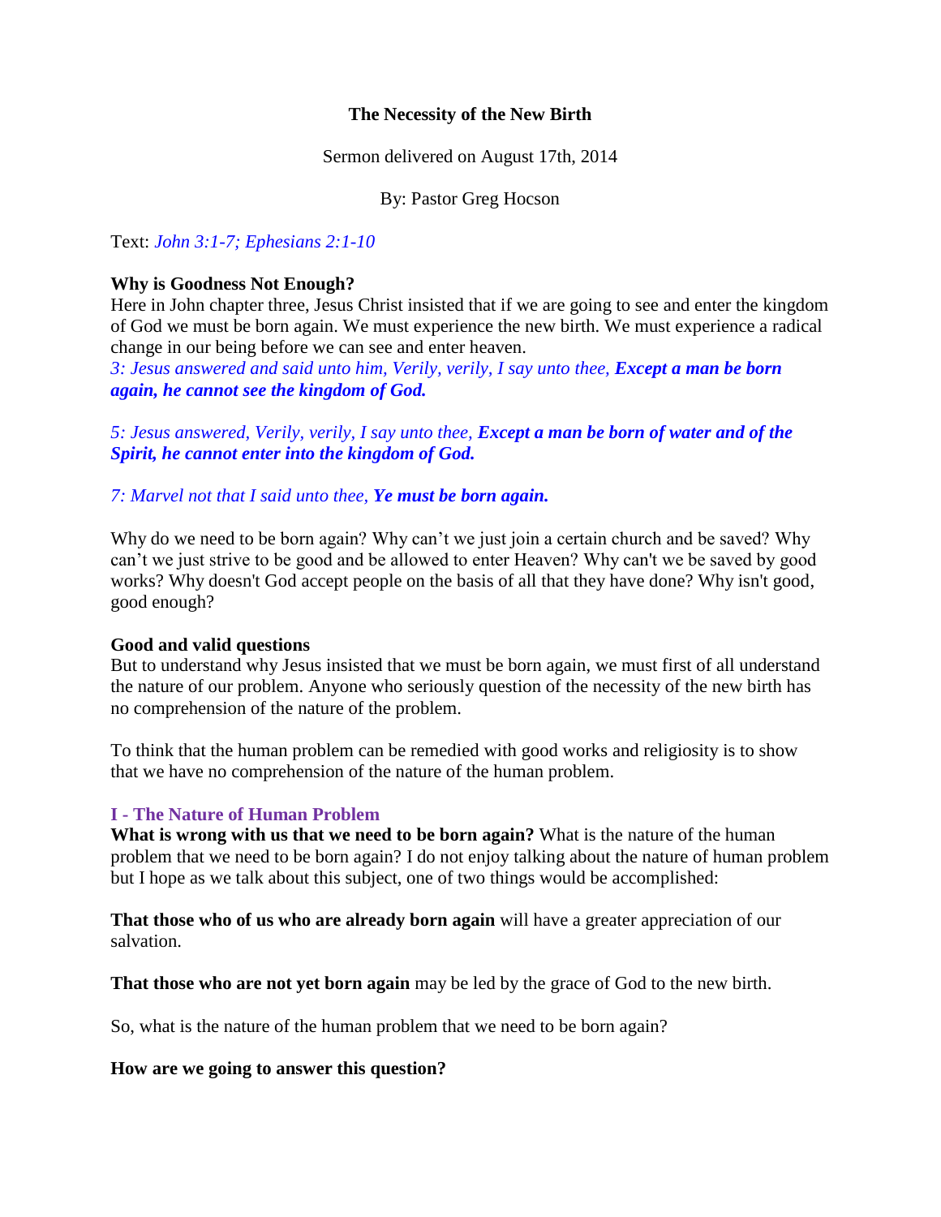# The Necessity of the New Birth

Sermon delivered on August 17th, 2014

By: Pastor Greg Hocson

Text: *John 3:1-7; Ephesians 2:1-10*

**Why is Goodness Not Enough?**

Here in John chapter three, Jesus Christ insisted that if we are going to see and enter the kingdom of God we must be born again. We must experience the new birth. We must experience a radical change in our being before we can see and enter heaven.

*3: Jesus answered and said unto him, Verily, verily, I say unto thee,* ***Except a man be born again, he cannot see the kingdom of God.***

*5: Jesus answered, Verily, verily, I say unto thee,* ***Except a man be born of water and of the Spirit, he cannot enter into the kingdom of God.***

*7: Marvel not that I said unto thee,* ***Ye must be born again.***

Why do we need to be born again? Why can't we just join a certain church and be saved? Why can't we just strive to be good and be allowed to enter Heaven? Why can't we be saved by good works? Why doesn't God accept people on the basis of all that they have done? Why isn't good, good enough?

**Good and valid questions**

But to understand why Jesus insisted that we must be born again, we must first of all understand the nature of our problem. Anyone who seriously question of the necessity of the new birth has no comprehension of the nature of the problem.

To think that the human problem can be remedied with good works and religiosity is to show that we have no comprehension of the nature of the human problem.

## I - The Nature of Human Problem

**What is wrong with us that we need to be born again?** What is the nature of the human problem that we need to be born again? I do not enjoy talking about the nature of human problem but I hope as we talk about this subject, one of two things would be accomplished:

**That those who of us who are already born again** will have a greater appreciation of our salvation.

**That those who are not yet born again** may be led by the grace of God to the new birth.

So, what is the nature of the human problem that we need to be born again?

**How are we going to answer this question?**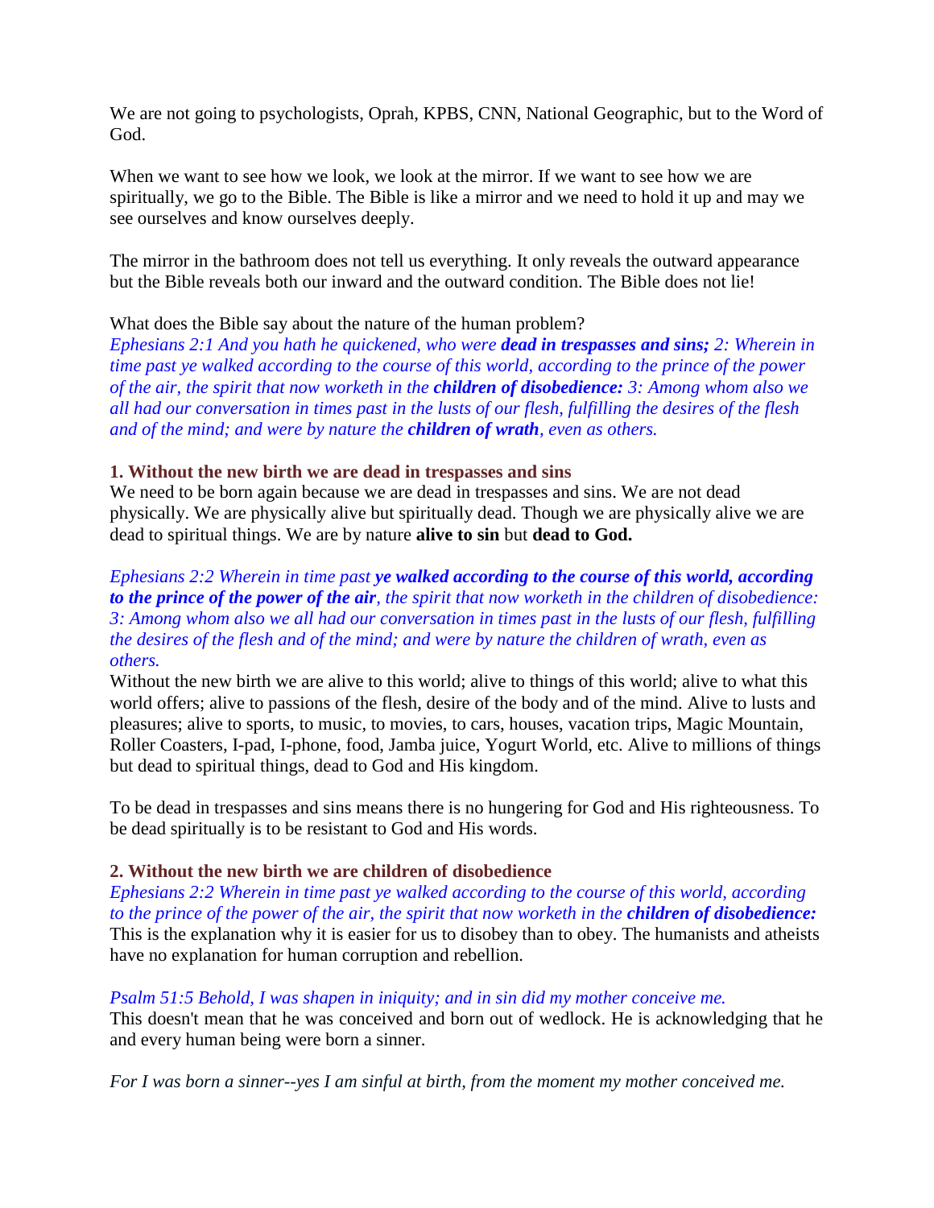We are not going to psychologists, Oprah, KPBS, CNN, National Geographic, but to the Word of God.

When we want to see how we look, we look at the mirror. If we want to see how we are spiritually, we go to the Bible. The Bible is like a mirror and we need to hold it up and may we see ourselves and know ourselves deeply.

The mirror in the bathroom does not tell us everything. It only reveals the outward appearance but the Bible reveals both our inward and the outward condition. The Bible does not lie!

What does the Bible say about the nature of the human problem?

*Ephesians 2:1 And you hath he quickened, who were **dead in trespasses and sins;** 2: Wherein in time past ye walked according to the course of this world, according to the prince of the power of the air, the spirit that now worketh in the **children of disobedience:** 3: Among whom also we all had our conversation in times past in the lusts of our flesh, fulfilling the desires of the flesh and of the mind; and were by nature the **children of wrath**, even as others.*

### 1. Without the new birth we are dead in trespasses and sins

We need to be born again because we are dead in trespasses and sins. We are not dead physically. We are physically alive but spiritually dead. Though we are physically alive we are dead to spiritual things. We are by nature **alive to sin** but **dead to God.**

*Ephesians 2:2 Wherein in time past **ye walked according to the course of this world, according to the prince of the power of the air**, the spirit that now worketh in the children of disobedience: 3: Among whom also we all had our conversation in times past in the lusts of our flesh, fulfilling the desires of the flesh and of the mind; and were by nature the children of wrath, even as others.*

Without the new birth we are alive to this world; alive to things of this world; alive to what this world offers; alive to passions of the flesh, desire of the body and of the mind. Alive to lusts and pleasures; alive to sports, to music, to movies, to cars, houses, vacation trips, Magic Mountain, Roller Coasters, I-pad, I-phone, food, Jamba juice, Yogurt World, etc. Alive to millions of things but dead to spiritual things, dead to God and His kingdom.

To be dead in trespasses and sins means there is no hungering for God and His righteousness. To be dead spiritually is to be resistant to God and His words.

### 2. Without the new birth we are children of disobedience

*Ephesians 2:2 Wherein in time past ye walked according to the course of this world, according to the prince of the power of the air, the spirit that now worketh in the **children of disobedience:***

This is the explanation why it is easier for us to disobey than to obey. The humanists and atheists have no explanation for human corruption and rebellion.

*Psalm 51:5 Behold, I was shapen in iniquity; and in sin did my mother conceive me.*

This doesn't mean that he was conceived and born out of wedlock. He is acknowledging that he and every human being were born a sinner.

*For I was born a sinner--yes I am sinful at birth, from the moment my mother conceived me.*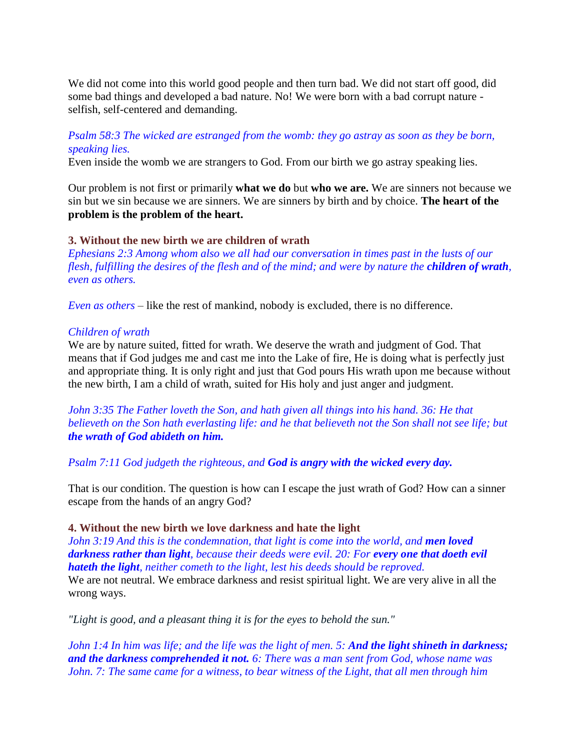We did not come into this world good people and then turn bad. We did not start off good, did some bad things and developed a bad nature. No! We were born with a bad corrupt nature - selfish, self-centered and demanding.

*Psalm 58:3 The wicked are estranged from the womb: they go astray as soon as they be born, speaking lies.*
Even inside the womb we are strangers to God. From our birth we go astray speaking lies.

Our problem is not first or primarily **what we do** but **who we are.** We are sinners not because we sin but we sin because we are sinners. We are sinners by birth and by choice. **The heart of the problem is the problem of the heart.**

### 3. Without the new birth we are children of wrath

*Ephesians 2:3 Among whom also we all had our conversation in times past in the lusts of our flesh, fulfilling the desires of the flesh and of the mind; and were by nature the **children of wrath**, even as others.*

*Even as others* – like the rest of mankind, nobody is excluded, there is no difference.

*Children of wrath*
We are by nature suited, fitted for wrath. We deserve the wrath and judgment of God. That means that if God judges me and cast me into the Lake of fire, He is doing what is perfectly just and appropriate thing. It is only right and just that God pours His wrath upon me because without the new birth, I am a child of wrath, suited for His holy and just anger and judgment.

*John 3:35 The Father loveth the Son, and hath given all things into his hand. 36: He that believeth on the Son hath everlasting life: and he that believeth not the Son shall not see life; but **the wrath of God abideth on him.***

*Psalm 7:11 God judgeth the righteous, and **God is angry with the wicked every day.***

That is our condition. The question is how can I escape the just wrath of God? How can a sinner escape from the hands of an angry God?

### 4. Without the new birth we love darkness and hate the light

*John 3:19 And this is the condemnation, that light is come into the world, and **men loved darkness rather than light**, because their deeds were evil. 20: For **every one that doeth evil hateth the light**, neither cometh to the light, lest his deeds should be reproved.*
We are not neutral. We embrace darkness and resist spiritual light. We are very alive in all the wrong ways.

*"Light is good, and a pleasant thing it is for the eyes to behold the sun."*

*John 1:4 In him was life; and the life was the light of men. 5: **And the light shineth in darkness; and the darkness comprehended it not.** 6: There was a man sent from God, whose name was John. 7: The same came for a witness, to bear witness of the Light, that all men through him*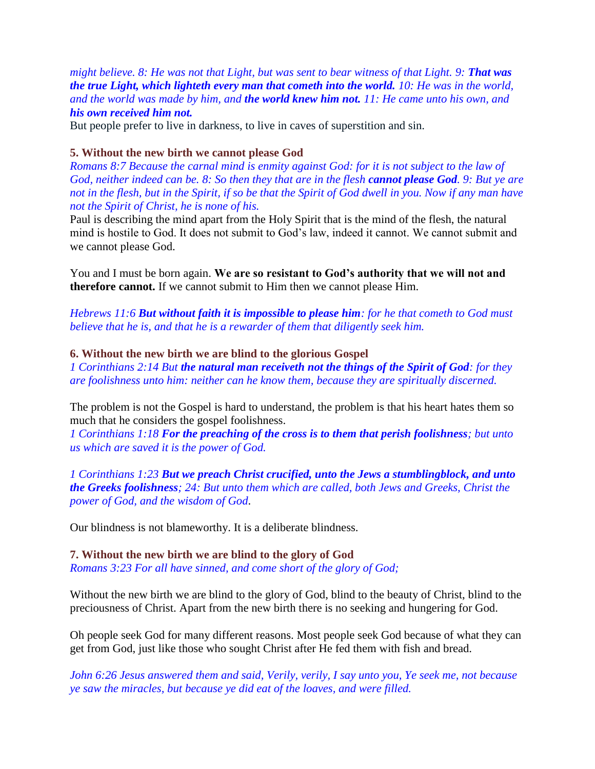*might believe. 8: He was not that Light, but was sent to bear witness of that Light. 9:* ***That was the true Light, which lighteth every man that cometh into the world.*** *10: He was in the world, and the world was made by him, and* ***the world knew him not.*** *11: He came unto his own, and* ***his own received him not.***

But people prefer to live in darkness, to live in caves of superstition and sin.

### 5. Without the new birth we cannot please God

*Romans 8:7 Because the carnal mind is enmity against God: for it is not subject to the law of God, neither indeed can be. 8: So then they that are in the flesh* ***cannot please God****. 9: But ye are not in the flesh, but in the Spirit, if so be that the Spirit of God dwell in you. Now if any man have not the Spirit of Christ, he is none of his.*

Paul is describing the mind apart from the Holy Spirit that is the mind of the flesh, the natural mind is hostile to God. It does not submit to God's law, indeed it cannot. We cannot submit and we cannot please God.

You and I must be born again. **We are so resistant to God's authority that we will not and therefore cannot.** If we cannot submit to Him then we cannot please Him.

*Hebrews 11:6* ***But without faith it is impossible to please him****: for he that cometh to God must believe that he is, and that he is a rewarder of them that diligently seek him.*

### 6. Without the new birth we are blind to the glorious Gospel

*1 Corinthians 2:14 But* ***the natural man receiveth not the things of the Spirit of God****: for they are foolishness unto him: neither can he know them, because they are spiritually discerned.*

The problem is not the Gospel is hard to understand, the problem is that his heart hates them so much that he considers the gospel foolishness.

*1 Corinthians 1:18* ***For the preaching of the cross is to them that perish foolishness****; but unto us which are saved it is the power of God.*

*1 Corinthians 1:23* ***But we preach Christ crucified, unto the Jews a stumblingblock, and unto the Greeks foolishness****; 24: But unto them which are called, both Jews and Greeks, Christ the power of God, and the wisdom of God.*

Our blindness is not blameworthy. It is a deliberate blindness.

### 7. Without the new birth we are blind to the glory of God

*Romans 3:23 For all have sinned, and come short of the glory of God;*

Without the new birth we are blind to the glory of God, blind to the beauty of Christ, blind to the preciousness of Christ. Apart from the new birth there is no seeking and hungering for God.

Oh people seek God for many different reasons. Most people seek God because of what they can get from God, just like those who sought Christ after He fed them with fish and bread.

*John 6:26 Jesus answered them and said, Verily, verily, I say unto you, Ye seek me, not because ye saw the miracles, but because ye did eat of the loaves, and were filled.*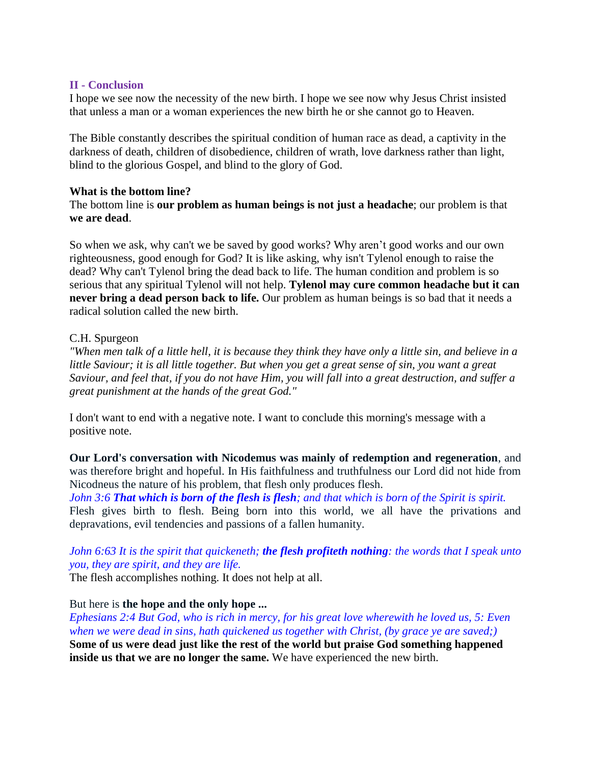## II - Conclusion

I hope we see now the necessity of the new birth. I hope we see now why Jesus Christ insisted that unless a man or a woman experiences the new birth he or she cannot go to Heaven.

The Bible constantly describes the spiritual condition of human race as dead, a captivity in the darkness of death, children of disobedience, children of wrath, love darkness rather than light, blind to the glorious Gospel, and blind to the glory of God.

**What is the bottom line?**
The bottom line is **our problem as human beings is not just a headache**; our problem is that **we are dead**.

So when we ask, why can't we be saved by good works? Why aren't good works and our own righteousness, good enough for God? It is like asking, why isn't Tylenol enough to raise the dead? Why can't Tylenol bring the dead back to life. The human condition and problem is so serious that any spiritual Tylenol will not help. **Tylenol may cure common headache but it can never bring a dead person back to life.** Our problem as human beings is so bad that it needs a radical solution called the new birth.

C.H. Spurgeon
*"When men talk of a little hell, it is because they think they have only a little sin, and believe in a little Saviour; it is all little together. But when you get a great sense of sin, you want a great Saviour, and feel that, if you do not have Him, you will fall into a great destruction, and suffer a great punishment at the hands of the great God."*

I don't want to end with a negative note. I want to conclude this morning's message with a positive note.

**Our Lord's conversation with Nicodemus was mainly of redemption and regeneration**, and was therefore bright and hopeful. In His faithfulness and truthfulness our Lord did not hide from Nicodneus the nature of his problem, that flesh only produces flesh.
*John 3:6 **That which is born of the flesh is flesh**; and that which is born of the Spirit is spirit.*
Flesh gives birth to flesh. Being born into this world, we all have the privations and depravations, evil tendencies and passions of a fallen humanity.

*John 6:63 It is the spirit that quickeneth; **the flesh profiteth nothing**: the words that I speak unto you, they are spirit, and they are life.*
The flesh accomplishes nothing. It does not help at all.

But here is **the hope and the only hope ...**
*Ephesians 2:4 But God, who is rich in mercy, for his great love wherewith he loved us, 5: Even when we were dead in sins, hath quickened us together with Christ, (by grace ye are saved;)*
**Some of us were dead just like the rest of the world but praise God something happened inside us that we are no longer the same.** We have experienced the new birth.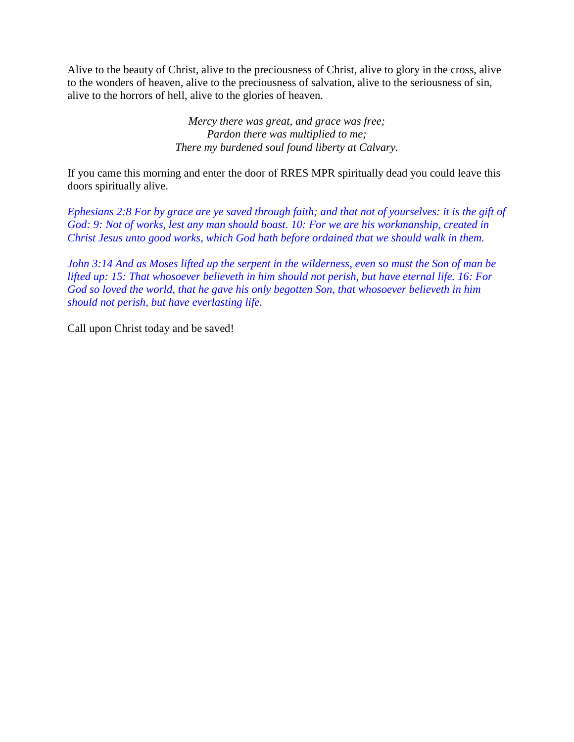Alive to the beauty of Christ, alive to the preciousness of Christ, alive to glory in the cross, alive to the wonders of heaven, alive to the preciousness of salvation, alive to the seriousness of sin, alive to the horrors of hell, alive to the glories of heaven.

*Mercy there was great, and grace was free;*
*Pardon there was multiplied to me;*
*There my burdened soul found liberty at Calvary.*

If you came this morning and enter the door of RRES MPR spiritually dead you could leave this doors spiritually alive.

*Ephesians 2:8 For by grace are ye saved through faith; and that not of yourselves: it is the gift of God: 9: Not of works, lest any man should boast. 10: For we are his workmanship, created in Christ Jesus unto good works, which God hath before ordained that we should walk in them.*

*John 3:14 And as Moses lifted up the serpent in the wilderness, even so must the Son of man be lifted up: 15: That whosoever believeth in him should not perish, but have eternal life. 16: For God so loved the world, that he gave his only begotten Son, that whosoever believeth in him should not perish, but have everlasting life.*

Call upon Christ today and be saved!